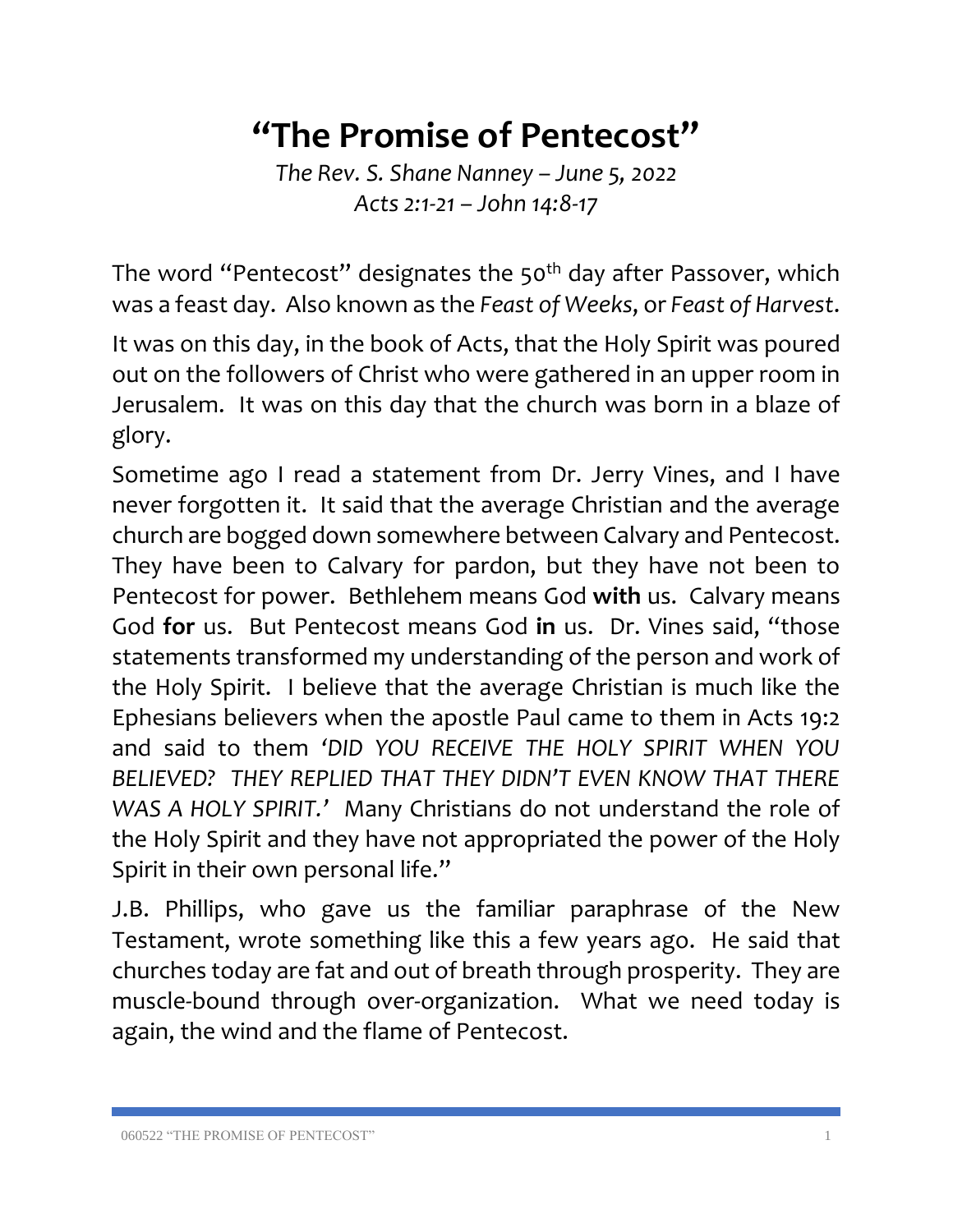# "The Promise of Pentecost"

*The Rev. S. Shane Nanney – June 5, 2022*
*Acts 2:1-21 – John 14:8-17*

The word "Pentecost" designates the 50th day after Passover, which was a feast day. Also known as the *Feast of Weeks*, or *Feast of Harvest*.

It was on this day, in the book of Acts, that the Holy Spirit was poured out on the followers of Christ who were gathered in an upper room in Jerusalem. It was on this day that the church was born in a blaze of glory.

Sometime ago I read a statement from Dr. Jerry Vines, and I have never forgotten it. It said that the average Christian and the average church are bogged down somewhere between Calvary and Pentecost. They have been to Calvary for pardon, but they have not been to Pentecost for power. Bethlehem means God **with** us. Calvary means God **for** us. But Pentecost means God **in** us. Dr. Vines said, "those statements transformed my understanding of the person and work of the Holy Spirit. I believe that the average Christian is much like the Ephesians believers when the apostle Paul came to them in Acts 19:2 and said to them *'DID YOU RECEIVE THE HOLY SPIRIT WHEN YOU BELIEVED? THEY REPLIED THAT THEY DIDN'T EVEN KNOW THAT THERE WAS A HOLY SPIRIT.'* Many Christians do not understand the role of the Holy Spirit and they have not appropriated the power of the Holy Spirit in their own personal life."

J.B. Phillips, who gave us the familiar paraphrase of the New Testament, wrote something like this a few years ago. He said that churches today are fat and out of breath through prosperity. They are muscle-bound through over-organization. What we need today is again, the wind and the flame of Pentecost.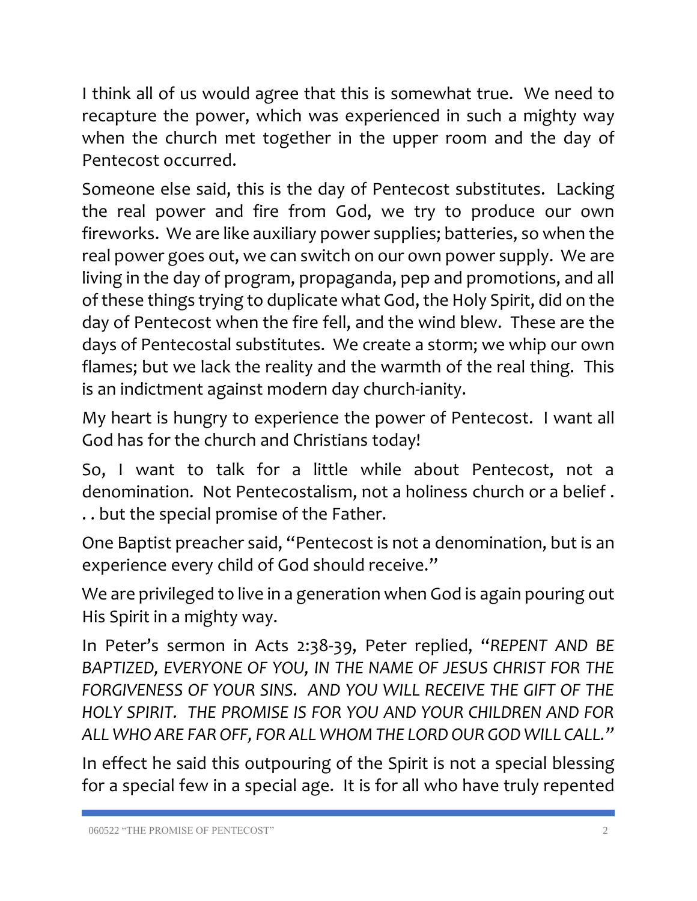I think all of us would agree that this is somewhat true. We need to recapture the power, which was experienced in such a mighty way when the church met together in the upper room and the day of Pentecost occurred.

Someone else said, this is the day of Pentecost substitutes. Lacking the real power and fire from God, we try to produce our own fireworks. We are like auxiliary power supplies; batteries, so when the real power goes out, we can switch on our own power supply. We are living in the day of program, propaganda, pep and promotions, and all of these things trying to duplicate what God, the Holy Spirit, did on the day of Pentecost when the fire fell, and the wind blew. These are the days of Pentecostal substitutes. We create a storm; we whip our own flames; but we lack the reality and the warmth of the real thing. This is an indictment against modern day church-ianity.

My heart is hungry to experience the power of Pentecost. I want all God has for the church and Christians today!

So, I want to talk for a little while about Pentecost, not a denomination. Not Pentecostalism, not a holiness church or a belief . . . but the special promise of the Father.

One Baptist preacher said, "Pentecost is not a denomination, but is an experience every child of God should receive."

We are privileged to live in a generation when God is again pouring out His Spirit in a mighty way.

In Peter's sermon in Acts 2:38-39, Peter replied, "*REPENT AND BE BAPTIZED, EVERYONE OF YOU, IN THE NAME OF JESUS CHRIST FOR THE FORGIVENESS OF YOUR SINS. AND YOU WILL RECEIVE THE GIFT OF THE HOLY SPIRIT. THE PROMISE IS FOR YOU AND YOUR CHILDREN AND FOR ALL WHO ARE FAR OFF, FOR ALL WHOM THE LORD OUR GOD WILL CALL.*"

In effect he said this outpouring of the Spirit is not a special blessing for a special few in a special age. It is for all who have truly repented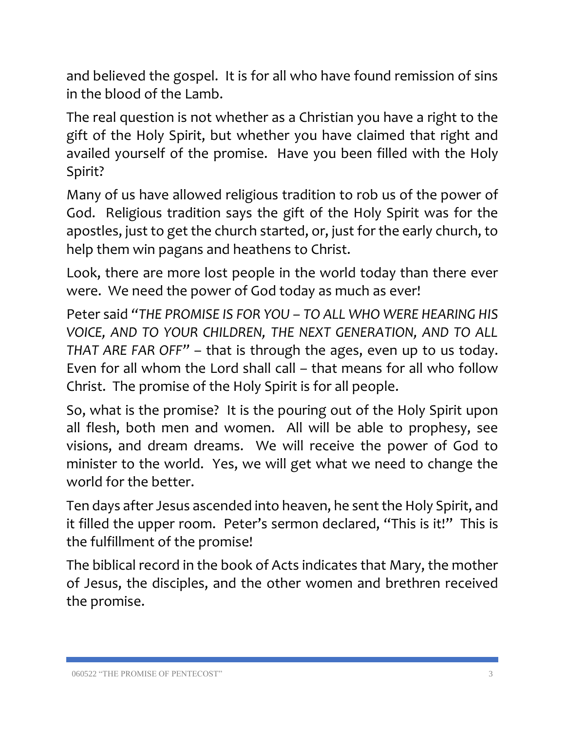and believed the gospel. It is for all who have found remission of sins in the blood of the Lamb.

The real question is not whether as a Christian you have a right to the gift of the Holy Spirit, but whether you have claimed that right and availed yourself of the promise. Have you been filled with the Holy Spirit?

Many of us have allowed religious tradition to rob us of the power of God. Religious tradition says the gift of the Holy Spirit was for the apostles, just to get the church started, or, just for the early church, to help them win pagans and heathens to Christ.

Look, there are more lost people in the world today than there ever were. We need the power of God today as much as ever!

Peter said "*THE PROMISE IS FOR YOU – TO ALL WHO WERE HEARING HIS VOICE, AND TO YOUR CHILDREN, THE NEXT GENERATION, AND TO ALL THAT ARE FAR OFF*" – that is through the ages, even up to us today. Even for all whom the Lord shall call – that means for all who follow Christ. The promise of the Holy Spirit is for all people.

So, what is the promise? It is the pouring out of the Holy Spirit upon all flesh, both men and women. All will be able to prophesy, see visions, and dream dreams. We will receive the power of God to minister to the world. Yes, we will get what we need to change the world for the better.

Ten days after Jesus ascended into heaven, he sent the Holy Spirit, and it filled the upper room. Peter's sermon declared, "This is it!" This is the fulfillment of the promise!

The biblical record in the book of Acts indicates that Mary, the mother of Jesus, the disciples, and the other women and brethren received the promise.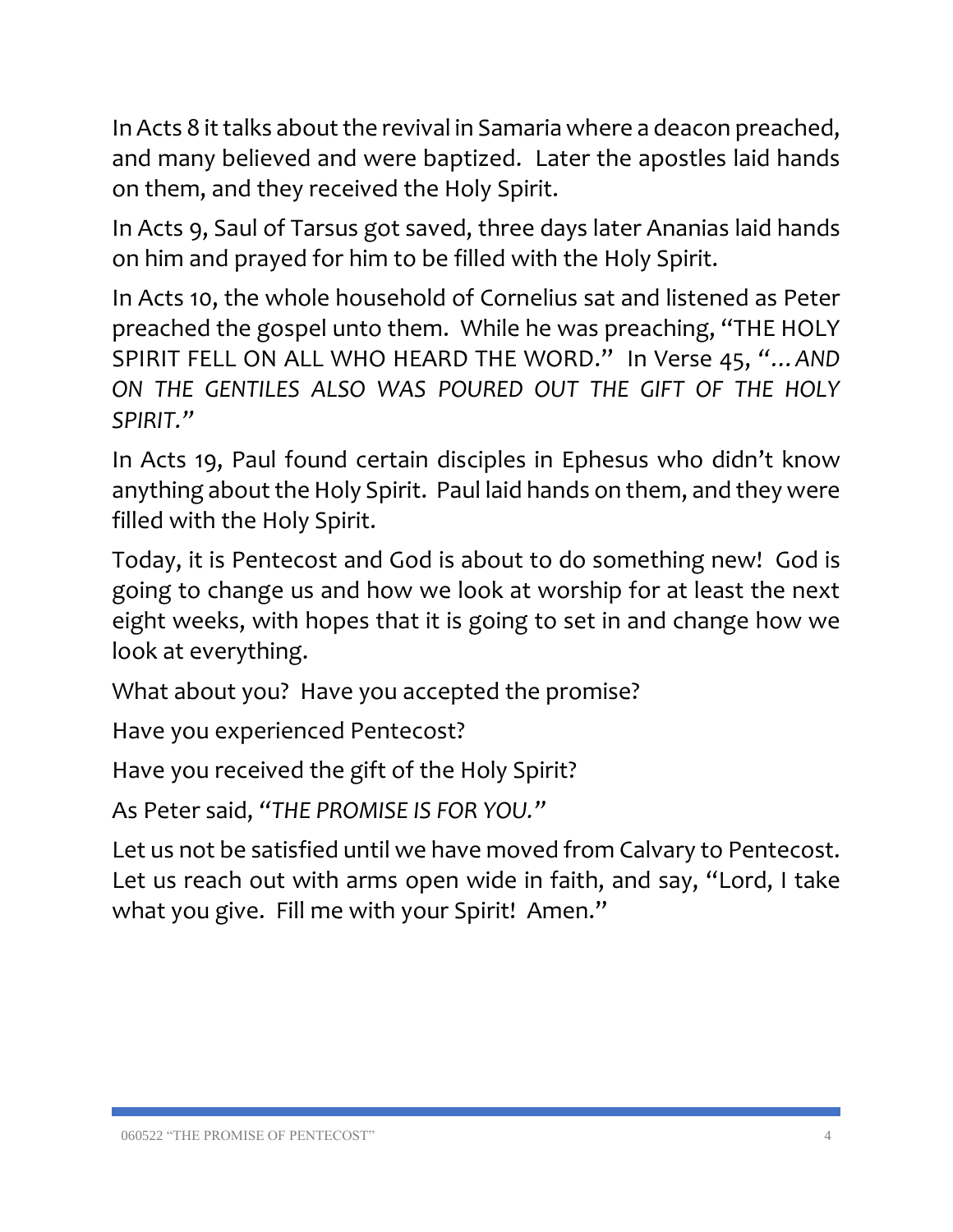In Acts 8 it talks about the revival in Samaria where a deacon preached, and many believed and were baptized. Later the apostles laid hands on them, and they received the Holy Spirit.

In Acts 9, Saul of Tarsus got saved, three days later Ananias laid hands on him and prayed for him to be filled with the Holy Spirit.

In Acts 10, the whole household of Cornelius sat and listened as Peter preached the gospel unto them. While he was preaching, "THE HOLY SPIRIT FELL ON ALL WHO HEARD THE WORD." In Verse 45, *"…AND ON THE GENTILES ALSO WAS POURED OUT THE GIFT OF THE HOLY SPIRIT."*

In Acts 19, Paul found certain disciples in Ephesus who didn't know anything about the Holy Spirit. Paul laid hands on them, and they were filled with the Holy Spirit.

Today, it is Pentecost and God is about to do something new! God is going to change us and how we look at worship for at least the next eight weeks, with hopes that it is going to set in and change how we look at everything.

What about you? Have you accepted the promise?

Have you experienced Pentecost?

Have you received the gift of the Holy Spirit?

As Peter said, *"THE PROMISE IS FOR YOU."*

Let us not be satisfied until we have moved from Calvary to Pentecost. Let us reach out with arms open wide in faith, and say, "Lord, I take what you give. Fill me with your Spirit! Amen."